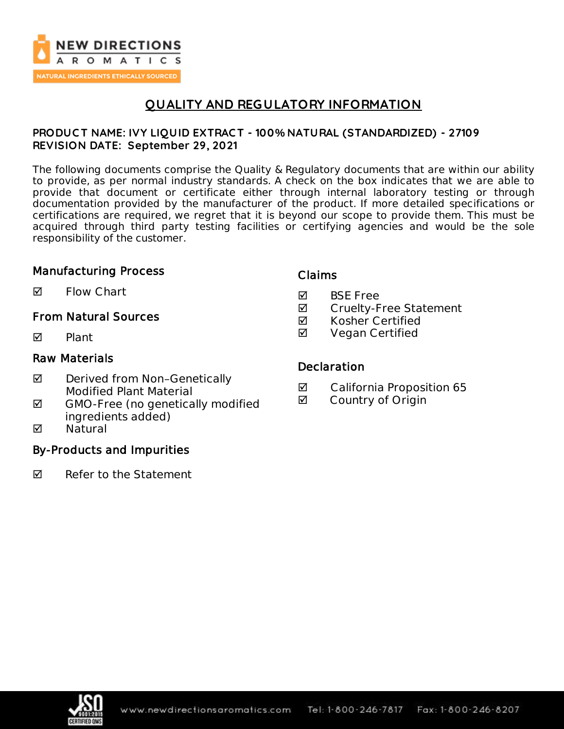# QUALITY AND REGULATORY INFORMATION

**PRODUCT NAME: IVY LIQUID EXTRACT - 100% NATURAL (STANDARDIZED) - 27109**
**REVISION DATE: September 29, 2021**

The following documents comprise the Quality & Regulatory documents that are within our ability to provide, as per normal industry standards. A check on the box indicates that we are able to provide that document or certificate either through internal laboratory testing or through documentation provided by the manufacturer of the product. If more detailed specifications or certifications are required, we regret that it is beyond our scope to provide them. This must be acquired through third party testing facilities or certifying agencies and would be the sole responsibility of the customer.

## Manufacturing Process

☑ Flow Chart

## From Natural Sources

☑ Plant

## Raw Materials

☑ Derived from Non–Genetically Modified Plant Material
☑ GMO-Free (no genetically modified ingredients added)
☑ Natural

## By-Products and Impurities

☑ Refer to the Statement

## Claims

☑ BSE Free
☑ Cruelty-Free Statement
☑ Kosher Certified
☑ Vegan Certified

## Declaration

☑ California Proposition 65
☑ Country of Origin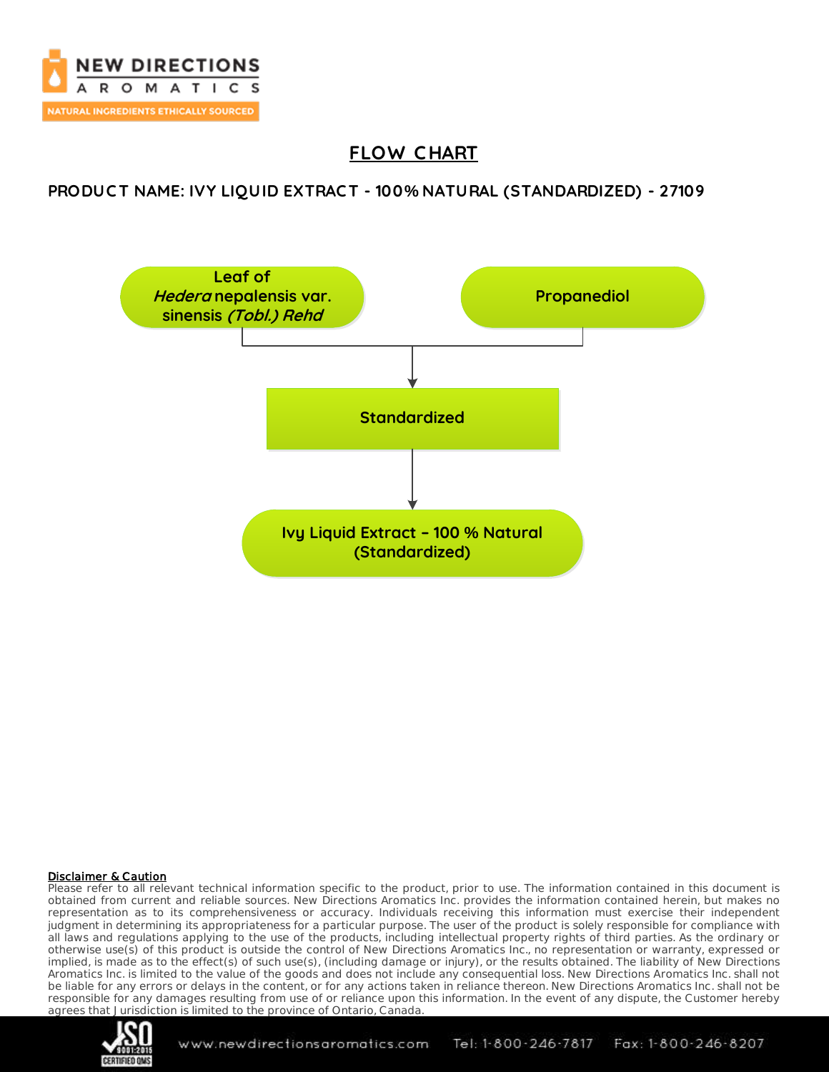## FLOW CHART

### PRODUCT NAME: IVY LIQUID EXTRACT - 100% NATURAL (STANDARDIZED) - 27109

Leaf of *Hedera* nepalensis var. sinensis *(Tobl.) Rehd*

Propanediol

↓

Standardized

↓

Ivy Liquid Extract – 100 % Natural (Standardized)

**Disclaimer & Caution**

Please refer to all relevant technical information specific to the product, prior to use. The information contained in this document is obtained from current and reliable sources. New Directions Aromatics Inc. provides the information contained herein, but makes no representation as to its comprehensiveness or accuracy. Individuals receiving this information must exercise their independent judgment in determining its appropriateness for a particular purpose. The user of the product is solely responsible for compliance with all laws and regulations applying to the use of the products, including intellectual property rights of third parties. As the ordinary or otherwise use(s) of this product is outside the control of New Directions Aromatics Inc., no representation or warranty, expressed or implied, is made as to the effect(s) of such use(s), (including damage or injury), or the results obtained. The liability of New Directions Aromatics Inc. is limited to the value of the goods and does not include any consequential loss. New Directions Aromatics Inc. shall not be liable for any errors or delays in the content, or for any actions taken in reliance thereon. New Directions Aromatics Inc. shall not be responsible for any damages resulting from use of or reliance upon this information. In the event of any dispute, the Customer hereby agrees that Jurisdiction is limited to the province of Ontario, Canada.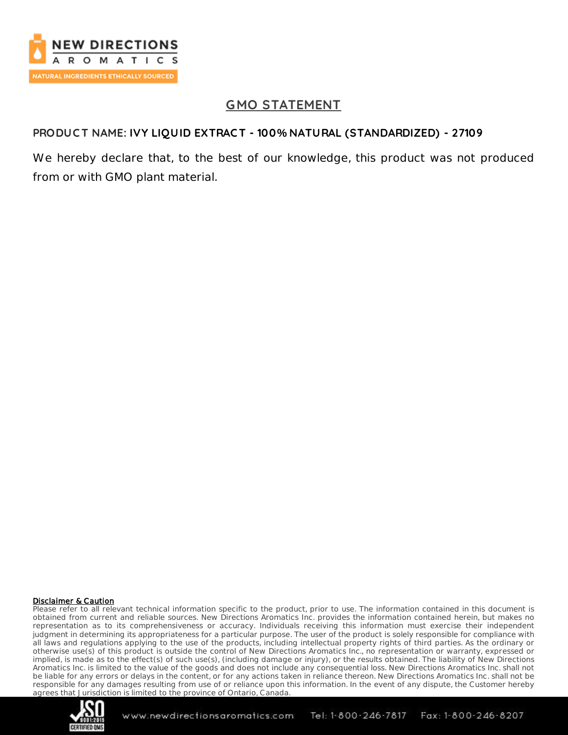# GMO STATEMENT

**PRODUCT NAME: IVY LIQUID EXTRACT - 100% NATURAL (STANDARDIZED) - 27109**

We hereby declare that, to the best of our knowledge, this product was not produced from or with GMO plant material.

**Disclaimer & Caution**

Please refer to all relevant technical information specific to the product, prior to use. The information contained in this document is obtained from current and reliable sources. New Directions Aromatics Inc. provides the information contained herein, but makes no representation as to its comprehensiveness or accuracy. Individuals receiving this information must exercise their independent judgment in determining its appropriateness for a particular purpose. The user of the product is solely responsible for compliance with all laws and regulations applying to the use of the products, including intellectual property rights of third parties. As the ordinary or otherwise use(s) of this product is outside the control of New Directions Aromatics Inc., no representation or warranty, expressed or implied, is made as to the effect(s) of such use(s), (including damage or injury), or the results obtained. The liability of New Directions Aromatics Inc. is limited to the value of the goods and does not include any consequential loss. New Directions Aromatics Inc. shall not be liable for any errors or delays in the content, or for any actions taken in reliance thereon. New Directions Aromatics Inc. shall not be responsible for any damages resulting from use of or reliance upon this information. In the event of any dispute, the Customer hereby agrees that Jurisdiction is limited to the province of Ontario, Canada.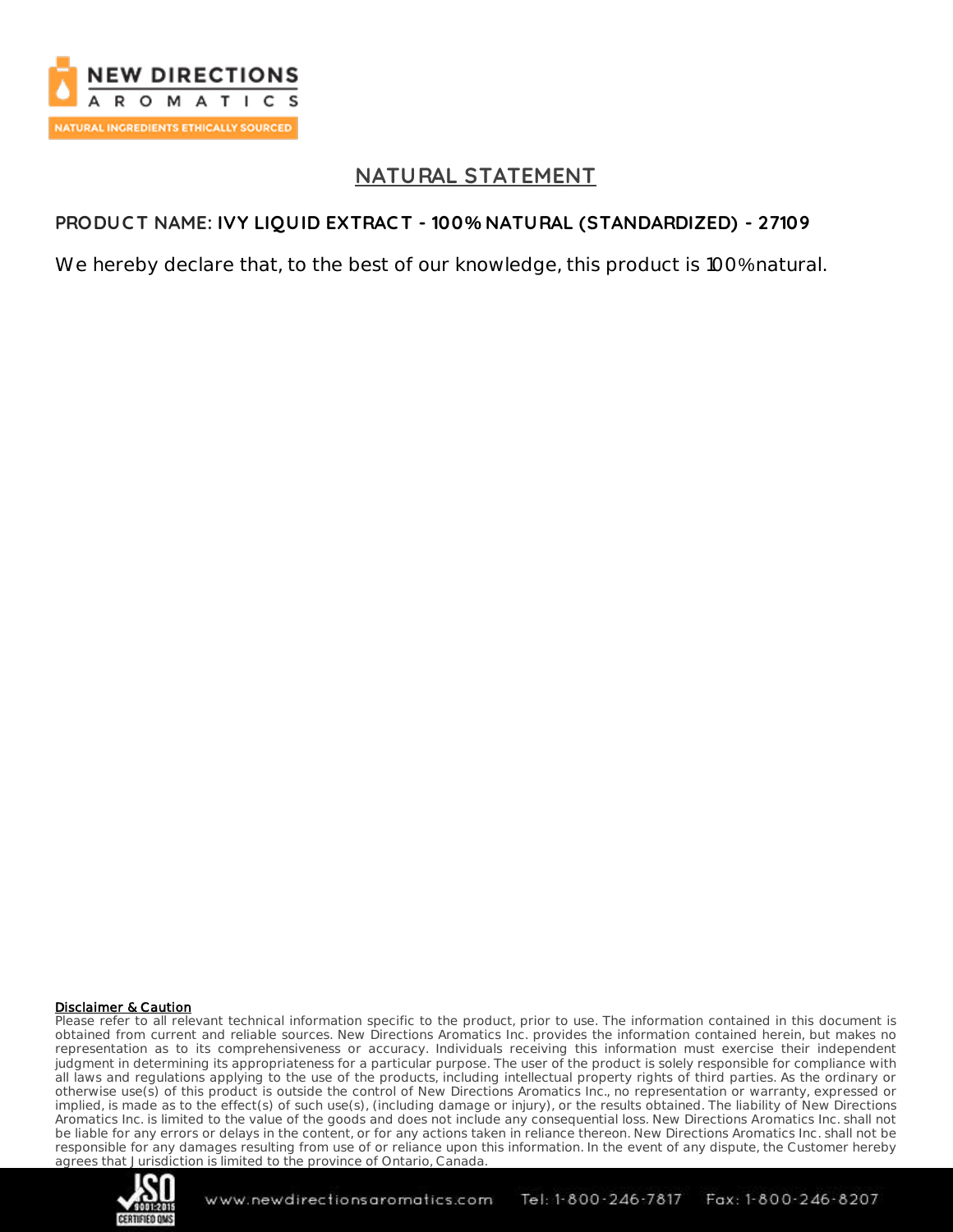# NATURAL STATEMENT

**PRODUCT NAME: IVY LIQUID EXTRACT - 100% NATURAL (STANDARDIZED) - 27109**

We hereby declare that, to the best of our knowledge, this product is 100% natural.

**Disclaimer & Caution**

Please refer to all relevant technical information specific to the product, prior to use. The information contained in this document is obtained from current and reliable sources. New Directions Aromatics Inc. provides the information contained herein, but makes no representation as to its comprehensiveness or accuracy. Individuals receiving this information must exercise their independent judgment in determining its appropriateness for a particular purpose. The user of the product is solely responsible for compliance with all laws and regulations applying to the use of the products, including intellectual property rights of third parties. As the ordinary or otherwise use(s) of this product is outside the control of New Directions Aromatics Inc., no representation or warranty, expressed or implied, is made as to the effect(s) of such use(s), (including damage or injury), or the results obtained. The liability of New Directions Aromatics Inc. is limited to the value of the goods and does not include any consequential loss. New Directions Aromatics Inc. shall not be liable for any errors or delays in the content, or for any actions taken in reliance thereon. New Directions Aromatics Inc. shall not be responsible for any damages resulting from use of or reliance upon this information. In the event of any dispute, the Customer hereby agrees that Jurisdiction is limited to the province of Ontario, Canada.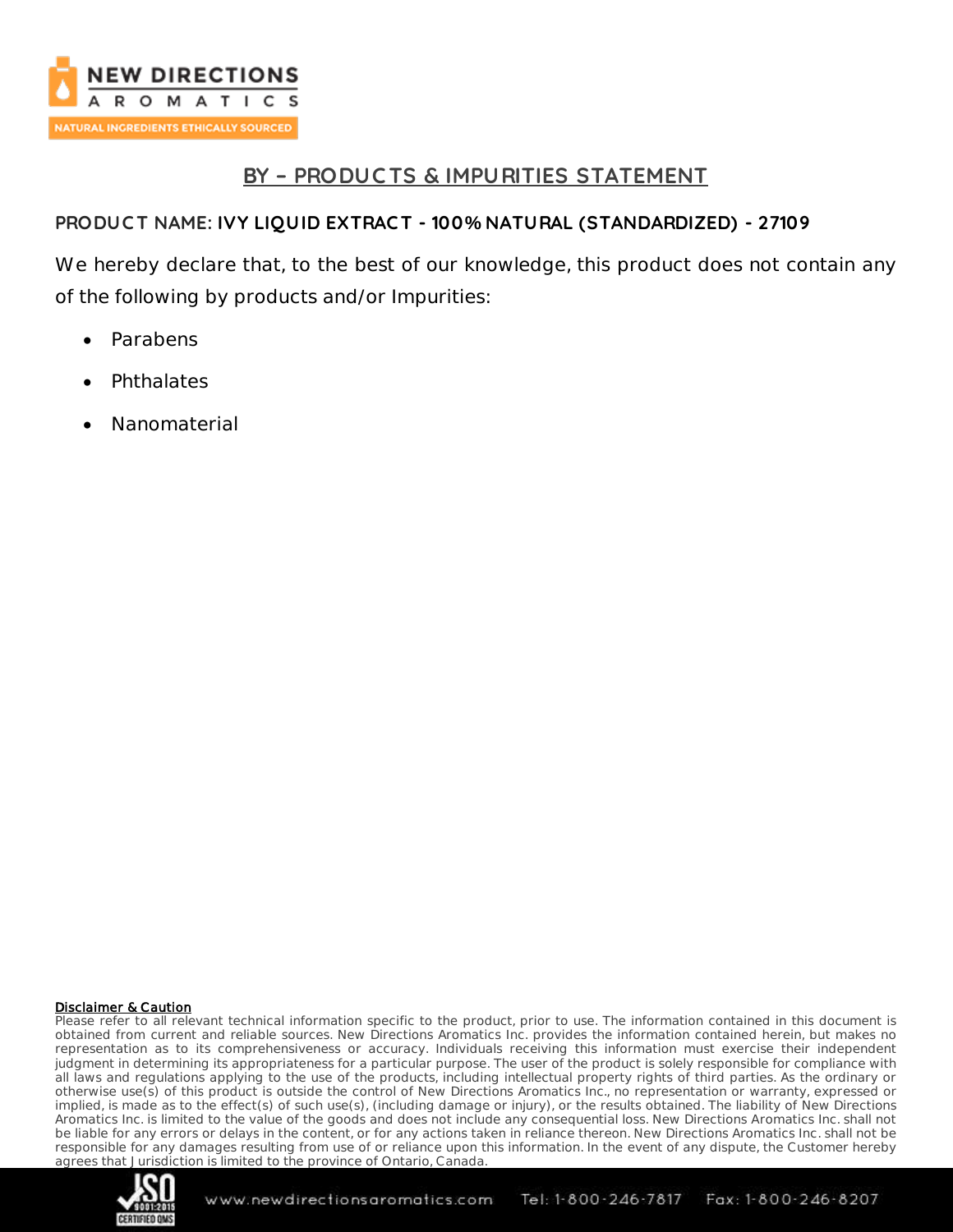## BY – PRODUCTS & IMPURITIES STATEMENT

**PRODUCT NAME: IVY LIQUID EXTRACT - 100% NATURAL (STANDARDIZED) - 27109**

We hereby declare that, to the best of our knowledge, this product does not contain any of the following by products and/or Impurities:

- Parabens
- Phthalates
- Nanomaterial

**Disclaimer & Caution**

Please refer to all relevant technical information specific to the product, prior to use. The information contained in this document is obtained from current and reliable sources. New Directions Aromatics Inc. provides the information contained herein, but makes no representation as to its comprehensiveness or accuracy. Individuals receiving this information must exercise their independent judgment in determining its appropriateness for a particular purpose. The user of the product is solely responsible for compliance with all laws and regulations applying to the use of the products, including intellectual property rights of third parties. As the ordinary or otherwise use(s) of this product is outside the control of New Directions Aromatics Inc., no representation or warranty, expressed or implied, is made as to the effect(s) of such use(s), (including damage or injury), or the results obtained. The liability of New Directions Aromatics Inc. is limited to the value of the goods and does not include any consequential loss. New Directions Aromatics Inc. shall not be liable for any errors or delays in the content, or for any actions taken in reliance thereon. New Directions Aromatics Inc. shall not be responsible for any damages resulting from use of or reliance upon this information. In the event of any dispute, the Customer hereby agrees that Jurisdiction is limited to the province of Ontario, Canada.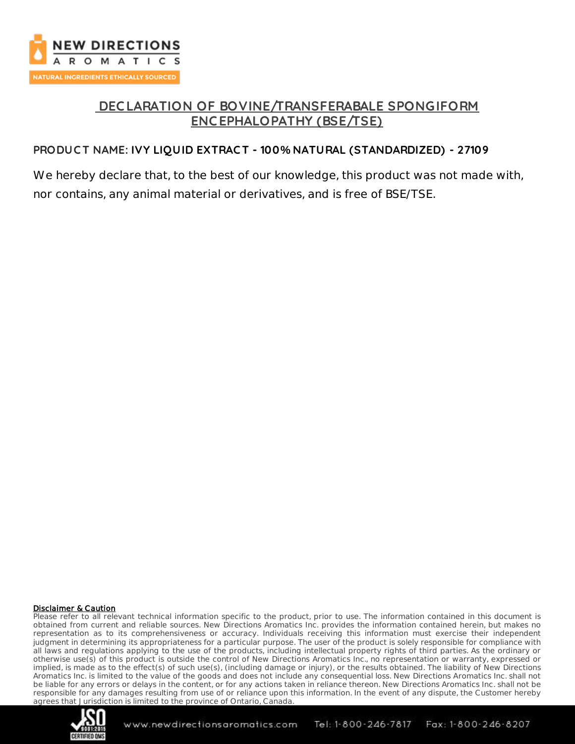# DECLARATION OF BOVINE/TRANSFERABALE SPONGIFORM ENCEPHALOPATHY (BSE/TSE)

**PRODUCT NAME: IVY LIQUID EXTRACT - 100% NATURAL (STANDARDIZED) - 27109**

We hereby declare that, to the best of our knowledge, this product was not made with, nor contains, any animal material or derivatives, and is free of BSE/TSE.

**Disclaimer & Caution**

Please refer to all relevant technical information specific to the product, prior to use. The information contained in this document is obtained from current and reliable sources. New Directions Aromatics Inc. provides the information contained herein, but makes no representation as to its comprehensiveness or accuracy. Individuals receiving this information must exercise their independent judgment in determining its appropriateness for a particular purpose. The user of the product is solely responsible for compliance with all laws and regulations applying to the use of the products, including intellectual property rights of third parties. As the ordinary or otherwise use(s) of this product is outside the control of New Directions Aromatics Inc., no representation or warranty, expressed or implied, is made as to the effect(s) of such use(s), (including damage or injury), or the results obtained. The liability of New Directions Aromatics Inc. is limited to the value of the goods and does not include any consequential loss. New Directions Aromatics Inc. shall not be liable for any errors or delays in the content, or for any actions taken in reliance thereon. New Directions Aromatics Inc. shall not be responsible for any damages resulting from use of or reliance upon this information. In the event of any dispute, the Customer hereby agrees that Jurisdiction is limited to the province of Ontario, Canada.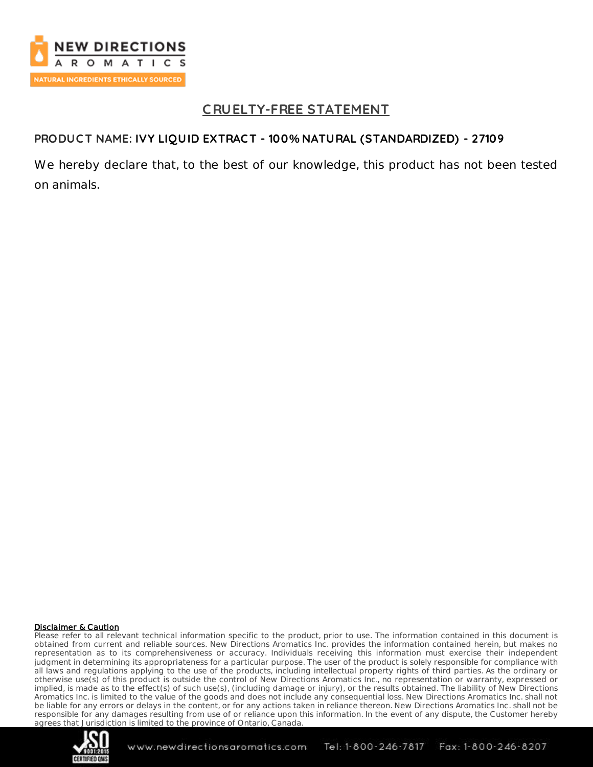# CRUELTY-FREE STATEMENT

**PRODUCT NAME: IVY LIQUID EXTRACT - 100% NATURAL (STANDARDIZED) - 27109**

We hereby declare that, to the best of our knowledge, this product has not been tested on animals.

**Disclaimer & Caution**

Please refer to all relevant technical information specific to the product, prior to use. The information contained in this document is obtained from current and reliable sources. New Directions Aromatics Inc. provides the information contained herein, but makes no representation as to its comprehensiveness or accuracy. Individuals receiving this information must exercise their independent judgment in determining its appropriateness for a particular purpose. The user of the product is solely responsible for compliance with all laws and regulations applying to the use of the products, including intellectual property rights of third parties. As the ordinary or otherwise use(s) of this product is outside the control of New Directions Aromatics Inc., no representation or warranty, expressed or implied, is made as to the effect(s) of such use(s), (including damage or injury), or the results obtained. The liability of New Directions Aromatics Inc. is limited to the value of the goods and does not include any consequential loss. New Directions Aromatics Inc. shall not be liable for any errors or delays in the content, or for any actions taken in reliance thereon. New Directions Aromatics Inc. shall not be responsible for any damages resulting from use of or reliance upon this information. In the event of any dispute, the Customer hereby agrees that Jurisdiction is limited to the province of Ontario, Canada.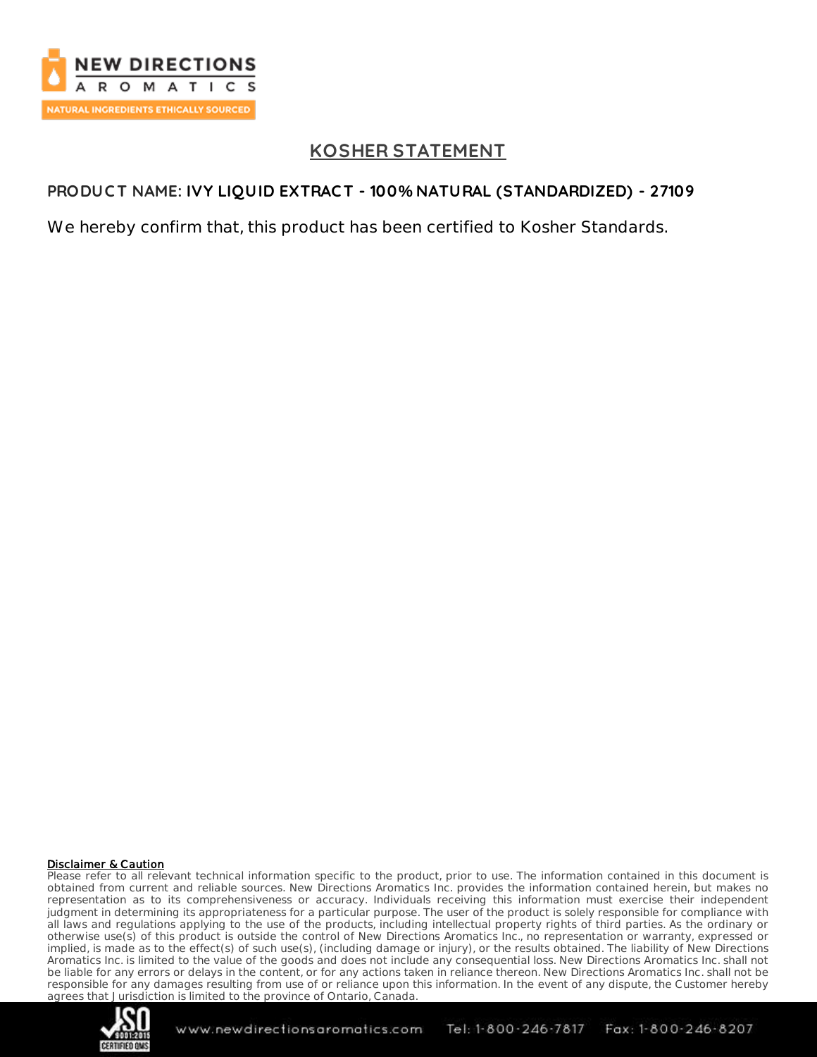# KOSHER STATEMENT

**PRODUCT NAME: IVY LIQUID EXTRACT - 100% NATURAL (STANDARDIZED) - 27109**

We hereby confirm that, this product has been certified to Kosher Standards.

**Disclaimer & Caution**

Please refer to all relevant technical information specific to the product, prior to use. The information contained in this document is obtained from current and reliable sources. New Directions Aromatics Inc. provides the information contained herein, but makes no representation as to its comprehensiveness or accuracy. Individuals receiving this information must exercise their independent judgment in determining its appropriateness for a particular purpose. The user of the product is solely responsible for compliance with all laws and regulations applying to the use of the products, including intellectual property rights of third parties. As the ordinary or otherwise use(s) of this product is outside the control of New Directions Aromatics Inc., no representation or warranty, expressed or implied, is made as to the effect(s) of such use(s), (including damage or injury), or the results obtained. The liability of New Directions Aromatics Inc. is limited to the value of the goods and does not include any consequential loss. New Directions Aromatics Inc. shall not be liable for any errors or delays in the content, or for any actions taken in reliance thereon. New Directions Aromatics Inc. shall not be responsible for any damages resulting from use of or reliance upon this information. In the event of any dispute, the Customer hereby agrees that Jurisdiction is limited to the province of Ontario, Canada.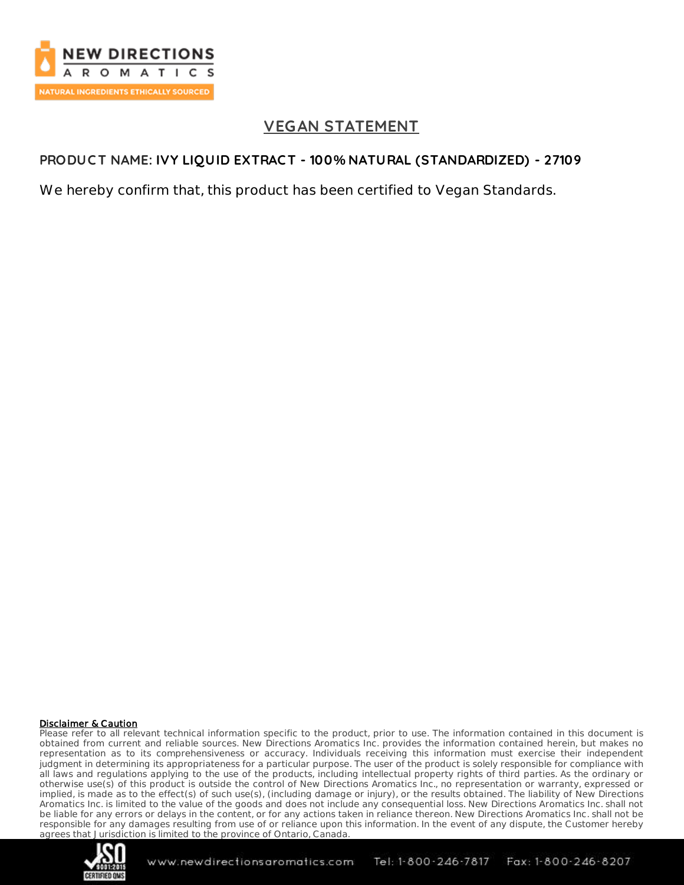## VEGAN STATEMENT

**PRODUCT NAME: IVY LIQUID EXTRACT - 100% NATURAL (STANDARDIZED) - 27109**

We hereby confirm that, this product has been certified to Vegan Standards.

**Disclaimer & Caution**

Please refer to all relevant technical information specific to the product, prior to use. The information contained in this document is obtained from current and reliable sources. New Directions Aromatics Inc. provides the information contained herein, but makes no representation as to its comprehensiveness or accuracy. Individuals receiving this information must exercise their independent judgment in determining its appropriateness for a particular purpose. The user of the product is solely responsible for compliance with all laws and regulations applying to the use of the products, including intellectual property rights of third parties. As the ordinary or otherwise use(s) of this product is outside the control of New Directions Aromatics Inc., no representation or warranty, expressed or implied, is made as to the effect(s) of such use(s), (including damage or injury), or the results obtained. The liability of New Directions Aromatics Inc. is limited to the value of the goods and does not include any consequential loss. New Directions Aromatics Inc. shall not be liable for any errors or delays in the content, or for any actions taken in reliance thereon. New Directions Aromatics Inc. shall not be responsible for any damages resulting from use of or reliance upon this information. In the event of any dispute, the Customer hereby agrees that Jurisdiction is limited to the province of Ontario, Canada.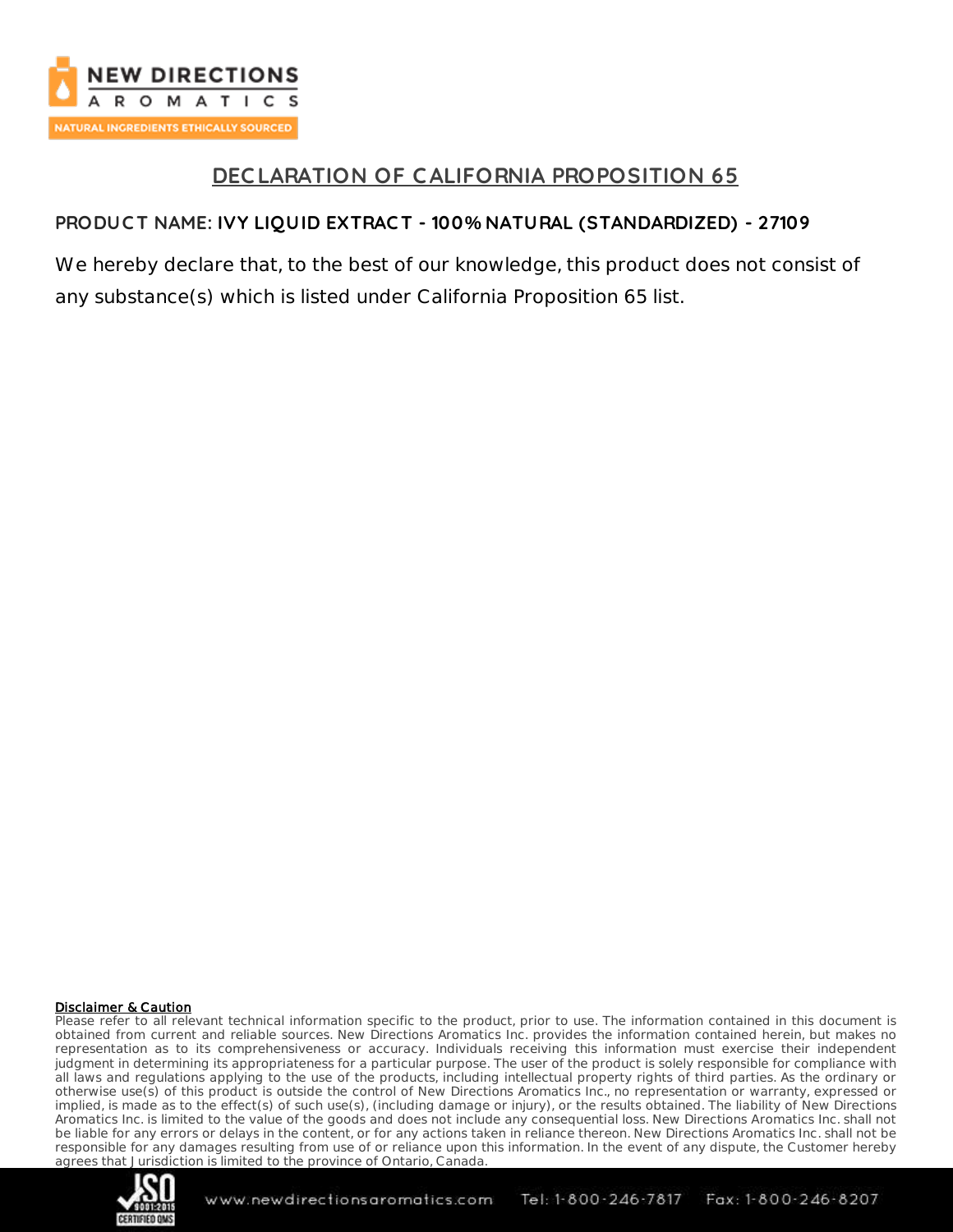## DECLARATION OF CALIFORNIA PROPOSITION 65

**PRODUCT NAME: IVY LIQUID EXTRACT - 100% NATURAL (STANDARDIZED) - 27109**

We hereby declare that, to the best of our knowledge, this product does not consist of any substance(s) which is listed under California Proposition 65 list.

**Disclaimer & Caution**

Please refer to all relevant technical information specific to the product, prior to use. The information contained in this document is obtained from current and reliable sources. New Directions Aromatics Inc. provides the information contained herein, but makes no representation as to its comprehensiveness or accuracy. Individuals receiving this information must exercise their independent judgment in determining its appropriateness for a particular purpose. The user of the product is solely responsible for compliance with all laws and regulations applying to the use of the products, including intellectual property rights of third parties. As the ordinary or otherwise use(s) of this product is outside the control of New Directions Aromatics Inc., no representation or warranty, expressed or implied, is made as to the effect(s) of such use(s), (including damage or injury), or the results obtained. The liability of New Directions Aromatics Inc. is limited to the value of the goods and does not include any consequential loss. New Directions Aromatics Inc. shall not be liable for any errors or delays in the content, or for any actions taken in reliance thereon. New Directions Aromatics Inc. shall not be responsible for any damages resulting from use of or reliance upon this information. In the event of any dispute, the Customer hereby agrees that Jurisdiction is limited to the province of Ontario, Canada.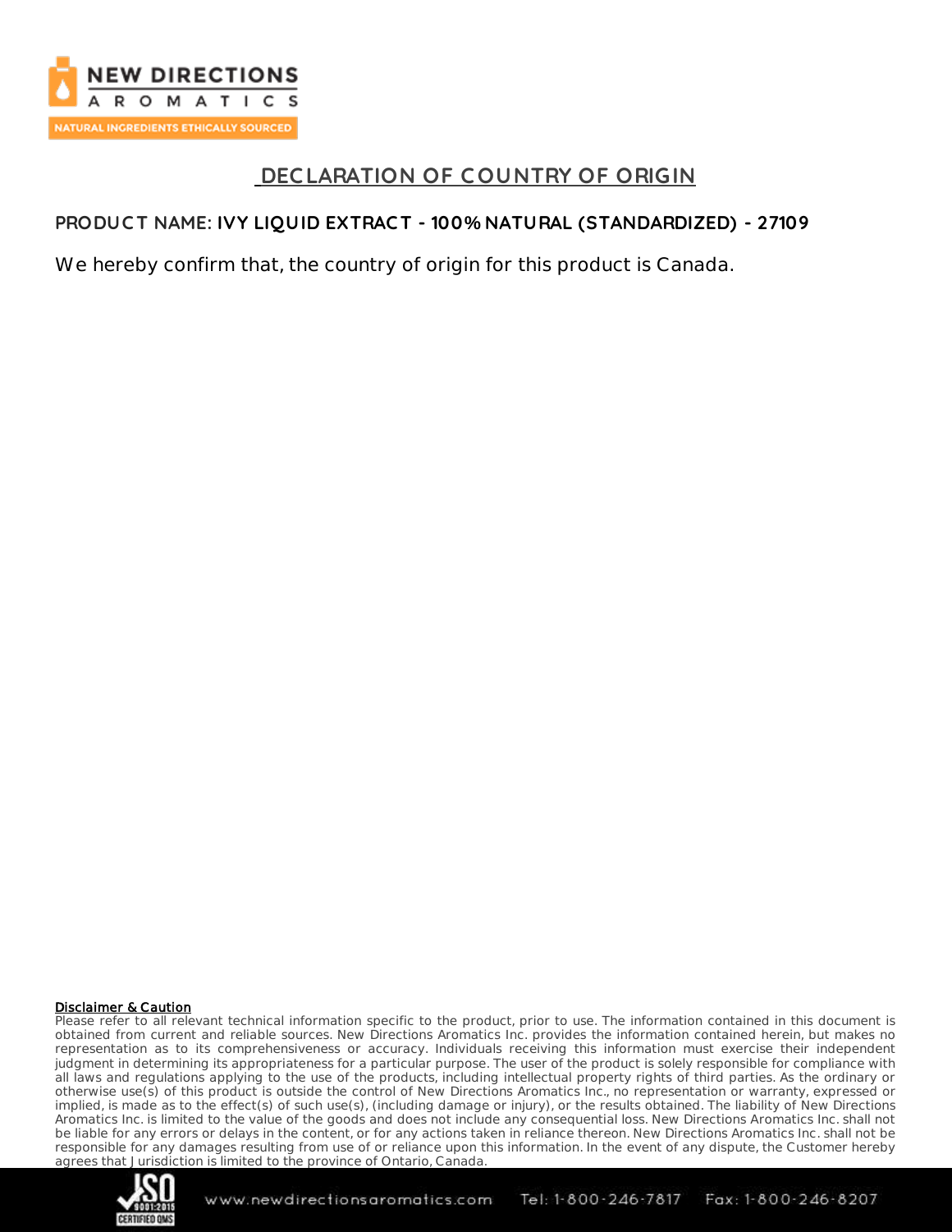# DECLARATION OF COUNTRY OF ORIGIN

**PRODUCT NAME: IVY LIQUID EXTRACT - 100% NATURAL (STANDARDIZED) - 27109**

We hereby confirm that, the country of origin for this product is Canada.

**Disclaimer & Caution**

Please refer to all relevant technical information specific to the product, prior to use. The information contained in this document is obtained from current and reliable sources. New Directions Aromatics Inc. provides the information contained herein, but makes no representation as to its comprehensiveness or accuracy. Individuals receiving this information must exercise their independent judgment in determining its appropriateness for a particular purpose. The user of the product is solely responsible for compliance with all laws and regulations applying to the use of the products, including intellectual property rights of third parties. As the ordinary or otherwise use(s) of this product is outside the control of New Directions Aromatics Inc., no representation or warranty, expressed or implied, is made as to the effect(s) of such use(s), (including damage or injury), or the results obtained. The liability of New Directions Aromatics Inc. is limited to the value of the goods and does not include any consequential loss. New Directions Aromatics Inc. shall not be liable for any errors or delays in the content, or for any actions taken in reliance thereon. New Directions Aromatics Inc. shall not be responsible for any damages resulting from use of or reliance upon this information. In the event of any dispute, the Customer hereby agrees that Jurisdiction is limited to the province of Ontario, Canada.